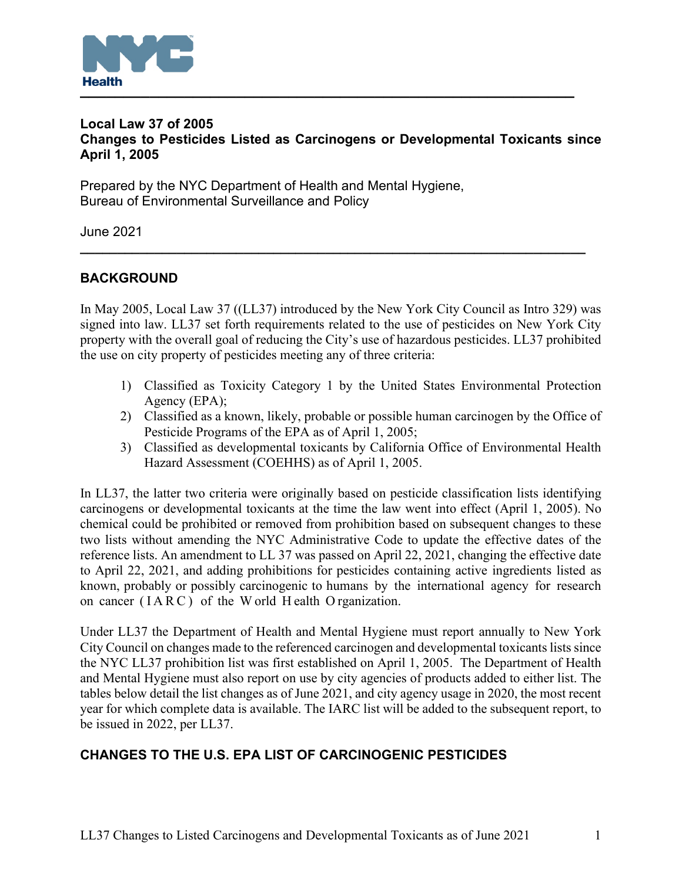**Local Law 37 of 2005**
**Changes to Pesticides Listed as Carcinogens or Developmental Toxicants since April 1, 2005**

Prepared by the NYC Department of Health and Mental Hygiene,
Bureau of Environmental Surveillance and Policy

June 2021

## BACKGROUND

In May 2005, Local Law 37 ((LL37) introduced by the New York City Council as Intro 329) was signed into law. LL37 set forth requirements related to the use of pesticides on New York City property with the overall goal of reducing the City's use of hazardous pesticides. LL37 prohibited the use on city property of pesticides meeting any of three criteria:

1) Classified as Toxicity Category 1 by the United States Environmental Protection Agency (EPA);
2) Classified as a known, likely, probable or possible human carcinogen by the Office of Pesticide Programs of the EPA as of April 1, 2005;
3) Classified as developmental toxicants by California Office of Environmental Health Hazard Assessment (COEHHS) as of April 1, 2005.

In LL37, the latter two criteria were originally based on pesticide classification lists identifying carcinogens or developmental toxicants at the time the law went into effect (April 1, 2005). No chemical could be prohibited or removed from prohibition based on subsequent changes to these two lists without amending the NYC Administrative Code to update the effective dates of the reference lists. An amendment to LL 37 was passed on April 22, 2021, changing the effective date to April 22, 2021, and adding prohibitions for pesticides containing active ingredients listed as known, probably or possibly carcinogenic to humans by the international agency for research on cancer (IARC) of the World Health Organization.

Under LL37 the Department of Health and Mental Hygiene must report annually to New York City Council on changes made to the referenced carcinogen and developmental toxicants lists since the NYC LL37 prohibition list was first established on April 1, 2005. The Department of Health and Mental Hygiene must also report on use by city agencies of products added to either list. The tables below detail the list changes as of June 2021, and city agency usage in 2020, the most recent year for which complete data is available. The IARC list will be added to the subsequent report, to be issued in 2022, per LL37.

## CHANGES TO THE U.S. EPA LIST OF CARCINOGENIC PESTICIDES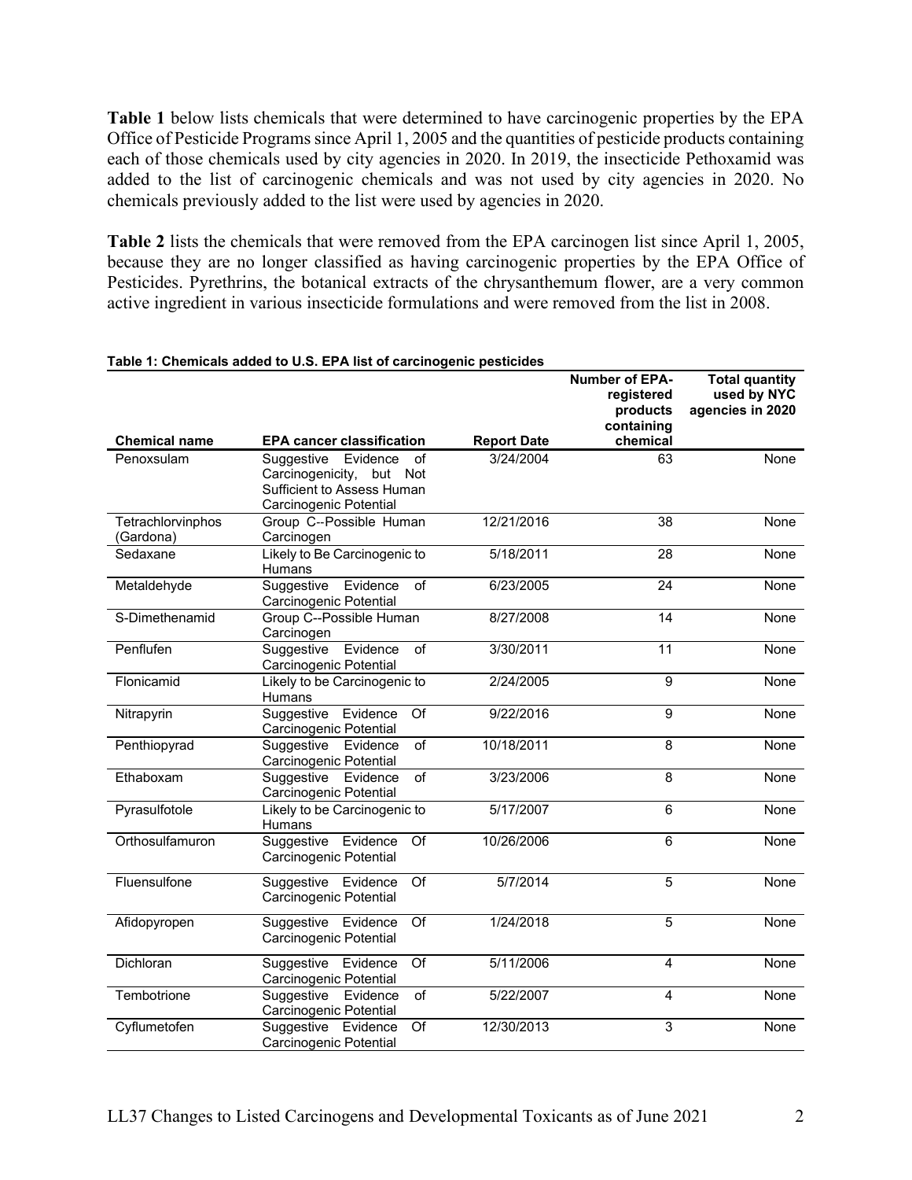**Table 1** below lists chemicals that were determined to have carcinogenic properties by the EPA Office of Pesticide Programs since April 1, 2005 and the quantities of pesticide products containing each of those chemicals used by city agencies in 2020. In 2019, the insecticide Pethoxamid was added to the list of carcinogenic chemicals and was not used by city agencies in 2020. No chemicals previously added to the list were used by agencies in 2020.

**Table 2** lists the chemicals that were removed from the EPA carcinogen list since April 1, 2005, because they are no longer classified as having carcinogenic properties by the EPA Office of Pesticides. Pyrethrins, the botanical extracts of the chrysanthemum flower, are a very common active ingredient in various insecticide formulations and were removed from the list in 2008.

**Table 1: Chemicals added to U.S. EPA list of carcinogenic pesticides**

| Chemical name | EPA cancer classification | Report Date | Number of EPA-registered products containing chemical | Total quantity used by NYC agencies in 2020 |
|---|---|---|---|---|
| Penoxsulam | Suggestive Evidence of Carcinogenicity, but Not Sufficient to Assess Human Carcinogenic Potential | 3/24/2004 | 63 | None |
| Tetrachlorvinphos (Gardona) | Group C--Possible Human Carcinogen | 12/21/2016 | 38 | None |
| Sedaxane | Likely to Be Carcinogenic to Humans | 5/18/2011 | 28 | None |
| Metaldehyde | Suggestive Evidence of Carcinogenic Potential | 6/23/2005 | 24 | None |
| S-Dimethenamid | Group C--Possible Human Carcinogen | 8/27/2008 | 14 | None |
| Penflufen | Suggestive Evidence of Carcinogenic Potential | 3/30/2011 | 11 | None |
| Flonicamid | Likely to be Carcinogenic to Humans | 2/24/2005 | 9 | None |
| Nitrapyrin | Suggestive Evidence Of Carcinogenic Potential | 9/22/2016 | 9 | None |
| Penthiopyrad | Suggestive Evidence of Carcinogenic Potential | 10/18/2011 | 8 | None |
| Ethaboxam | Suggestive Evidence of Carcinogenic Potential | 3/23/2006 | 8 | None |
| Pyrasulfotole | Likely to be Carcinogenic to Humans | 5/17/2007 | 6 | None |
| Orthosulfamuron | Suggestive Evidence Of Carcinogenic Potential | 10/26/2006 | 6 | None |
| Fluensulfone | Suggestive Evidence Of Carcinogenic Potential | 5/7/2014 | 5 | None |
| Afidopyropen | Suggestive Evidence Of Carcinogenic Potential | 1/24/2018 | 5 | None |
| Dichloran | Suggestive Evidence Of Carcinogenic Potential | 5/11/2006 | 4 | None |
| Tembotrione | Suggestive Evidence of Carcinogenic Potential | 5/22/2007 | 4 | None |
| Cyflumetofen | Suggestive Evidence Of Carcinogenic Potential | 12/30/2013 | 3 | None |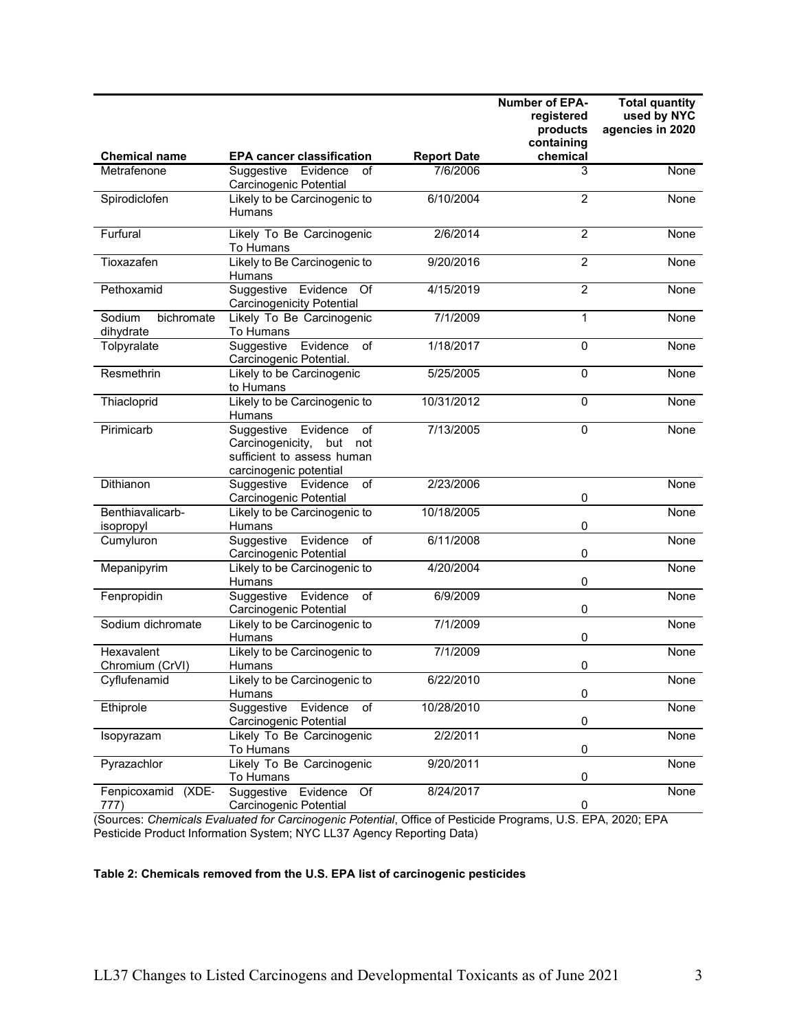| Chemical name | EPA cancer classification | Report Date | Number of EPA-registered products containing chemical | Total quantity used by NYC agencies in 2020 |
|---|---|---|---|---|
| Metrafenone | Suggestive Evidence of Carcinogenic Potential | 7/6/2006 | 3 | None |
| Spirodiclofen | Likely to be Carcinogenic to Humans | 6/10/2004 | 2 | None |
| Furfural | Likely To Be Carcinogenic To Humans | 2/6/2014 | 2 | None |
| Tioxazafen | Likely to Be Carcinogenic to Humans | 9/20/2016 | 2 | None |
| Pethoxamid | Suggestive Evidence Of Carcinogenicity Potential | 4/15/2019 | 2 | None |
| Sodium bichromate dihydrate | Likely To Be Carcinogenic To Humans | 7/1/2009 | 1 | None |
| Tolpyralate | Suggestive Evidence of Carcinogenic Potential. | 1/18/2017 | 0 | None |
| Resmethrin | Likely to be Carcinogenic to Humans | 5/25/2005 | 0 | None |
| Thiacloprid | Likely to be Carcinogenic to Humans | 10/31/2012 | 0 | None |
| Pirimicarb | Suggestive Evidence of Carcinogenicity, but not sufficient to assess human carcinogenic potential | 7/13/2005 | 0 | None |
| Dithianon | Suggestive Evidence of Carcinogenic Potential | 2/23/2006 | 0 | None |
| Benthiavalicarb-isopropyl | Likely to be Carcinogenic to Humans | 10/18/2005 | 0 | None |
| Cumyluron | Suggestive Evidence of Carcinogenic Potential | 6/11/2008 | 0 | None |
| Mepanipyrim | Likely to be Carcinogenic to Humans | 4/20/2004 | 0 | None |
| Fenpropidin | Suggestive Evidence of Carcinogenic Potential | 6/9/2009 | 0 | None |
| Sodium dichromate | Likely to be Carcinogenic to Humans | 7/1/2009 | 0 | None |
| Hexavalent Chromium (CrVI) | Likely to be Carcinogenic to Humans | 7/1/2009 | 0 | None |
| Cyflufenamid | Likely to be Carcinogenic to Humans | 6/22/2010 | 0 | None |
| Ethiprole | Suggestive Evidence of Carcinogenic Potential | 10/28/2010 | 0 | None |
| Isopyrazam | Likely To Be Carcinogenic To Humans | 2/2/2011 | 0 | None |
| Pyrazachlor | Likely To Be Carcinogenic To Humans | 9/20/2011 | 0 | None |
| Fenpicoxamid (XDE-777) | Suggestive Evidence Of Carcinogenic Potential | 8/24/2017 | 0 | None |

(Sources: *Chemicals Evaluated for Carcinogenic Potential*, Office of Pesticide Programs, U.S. EPA, 2020; EPA Pesticide Product Information System; NYC LL37 Agency Reporting Data)

**Table 2: Chemicals removed from the U.S. EPA list of carcinogenic pesticides**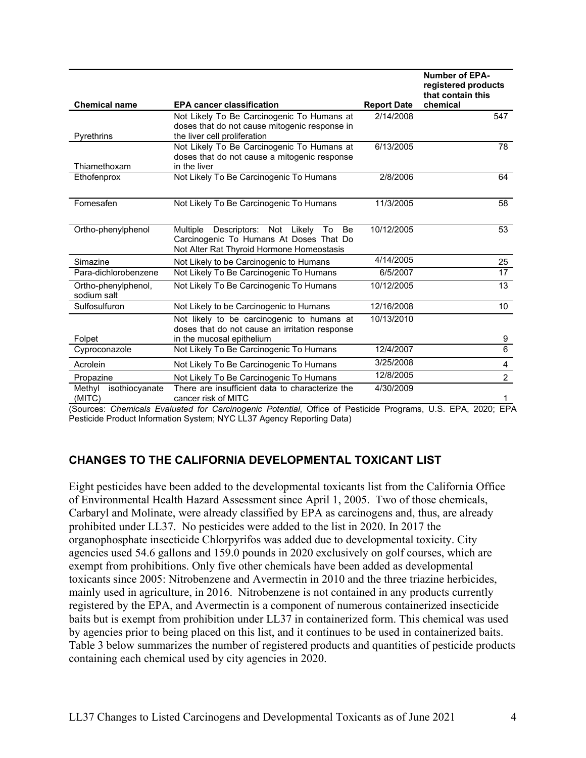| Chemical name | EPA cancer classification | Report Date | Number of EPA-registered products that contain this chemical |
|---|---|---|---|
| Pyrethrins | Not Likely To Be Carcinogenic To Humans at doses that do not cause mitogenic response in the liver cell proliferation | 2/14/2008 | 547 |
| Thiamethoxam | Not Likely To Be Carcinogenic To Humans at doses that do not cause a mitogenic response in the liver | 6/13/2005 | 78 |
| Ethofenprox | Not Likely To Be Carcinogenic To Humans | 2/8/2006 | 64 |
| Fomesafen | Not Likely To Be Carcinogenic To Humans | 11/3/2005 | 58 |
| Ortho-phenylphenol | Multiple Descriptors: Not Likely To Be Carcinogenic To Humans At Doses That Do Not Alter Rat Thyroid Hormone Homeostasis | 10/12/2005 | 53 |
| Simazine | Not Likely to be Carcinogenic to Humans | 4/14/2005 | 25 |
| Para-dichlorobenzene | Not Likely To Be Carcinogenic To Humans | 6/5/2007 | 17 |
| Ortho-phenylphenol, sodium salt | Not Likely To Be Carcinogenic To Humans | 10/12/2005 | 13 |
| Sulfosulfuron | Not Likely to be Carcinogenic to Humans | 12/16/2008 | 10 |
| Folpet | Not likely to be carcinogenic to humans at doses that do not cause an irritation response in the mucosal epithelium | 10/13/2010 | 9 |
| Cyproconazole | Not Likely To Be Carcinogenic To Humans | 12/4/2007 | 6 |
| Acrolein | Not Likely To Be Carcinogenic To Humans | 3/25/2008 | 4 |
| Propazine | Not Likely To Be Carcinogenic To Humans | 12/8/2005 | 2 |
| Methyl isothiocyanate (MITC) | There are insufficient data to characterize the cancer risk of MITC | 4/30/2009 | 1 |

(Sources: *Chemicals Evaluated for Carcinogenic Potential*, Office of Pesticide Programs, U.S. EPA, 2020; EPA Pesticide Product Information System; NYC LL37 Agency Reporting Data)

## CHANGES TO THE CALIFORNIA DEVELOPMENTAL TOXICANT LIST

Eight pesticides have been added to the developmental toxicants list from the California Office of Environmental Health Hazard Assessment since April 1, 2005. Two of those chemicals, Carbaryl and Molinate, were already classified by EPA as carcinogens and, thus, are already prohibited under LL37. No pesticides were added to the list in 2020. In 2017 the organophosphate insecticide Chlorpyrifos was added due to developmental toxicity. City agencies used 54.6 gallons and 159.0 pounds in 2020 exclusively on golf courses, which are exempt from prohibitions. Only five other chemicals have been added as developmental toxicants since 2005: Nitrobenzene and Avermectin in 2010 and the three triazine herbicides, mainly used in agriculture, in 2016. Nitrobenzene is not contained in any products currently registered by the EPA, and Avermectin is a component of numerous containerized insecticide baits but is exempt from prohibition under LL37 in containerized form. This chemical was used by agencies prior to being placed on this list, and it continues to be used in containerized baits. Table 3 below summarizes the number of registered products and quantities of pesticide products containing each chemical used by city agencies in 2020.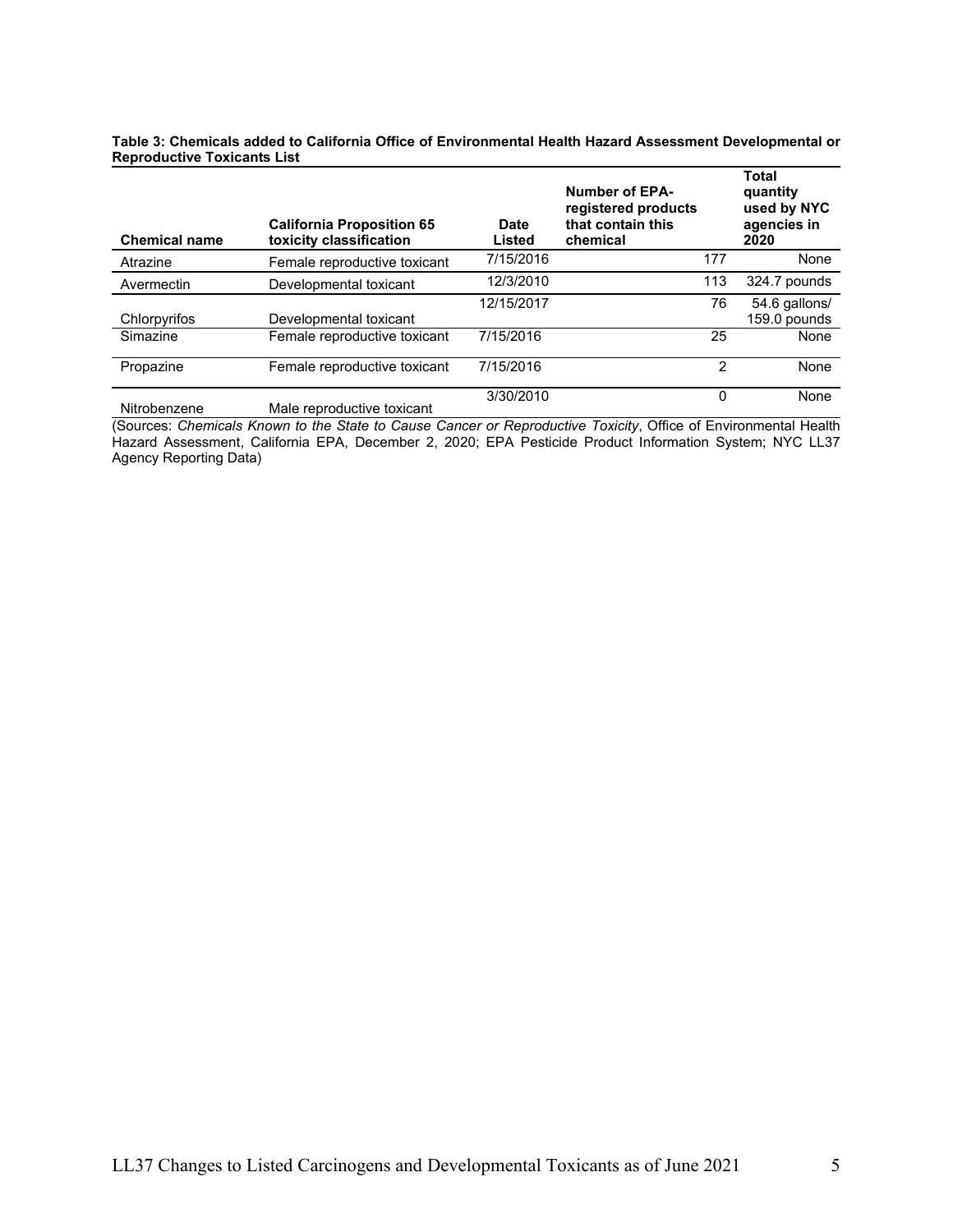**Table 3: Chemicals added to California Office of Environmental Health Hazard Assessment Developmental or Reproductive Toxicants List**

| Chemical name | California Proposition 65 toxicity classification | Date Listed | Number of EPA-registered products that contain this chemical | Total quantity used by NYC agencies in 2020 |
|---|---|---|---|---|
| Atrazine | Female reproductive toxicant | 7/15/2016 | 177 | None |
| Avermectin | Developmental toxicant | 12/3/2010 | 113 | 324.7 pounds |
| Chlorpyrifos | Developmental toxicant | 12/15/2017 | 76 | 54.6 gallons/ 159.0 pounds |
| Simazine | Female reproductive toxicant | 7/15/2016 | 25 | None |
| Propazine | Female reproductive toxicant | 7/15/2016 | 2 | None |
| Nitrobenzene | Male reproductive toxicant | 3/30/2010 | 0 | None |

(Sources: *Chemicals Known to the State to Cause Cancer or Reproductive Toxicity*, Office of Environmental Health Hazard Assessment, California EPA, December 2, 2020; EPA Pesticide Product Information System; NYC LL37 Agency Reporting Data)